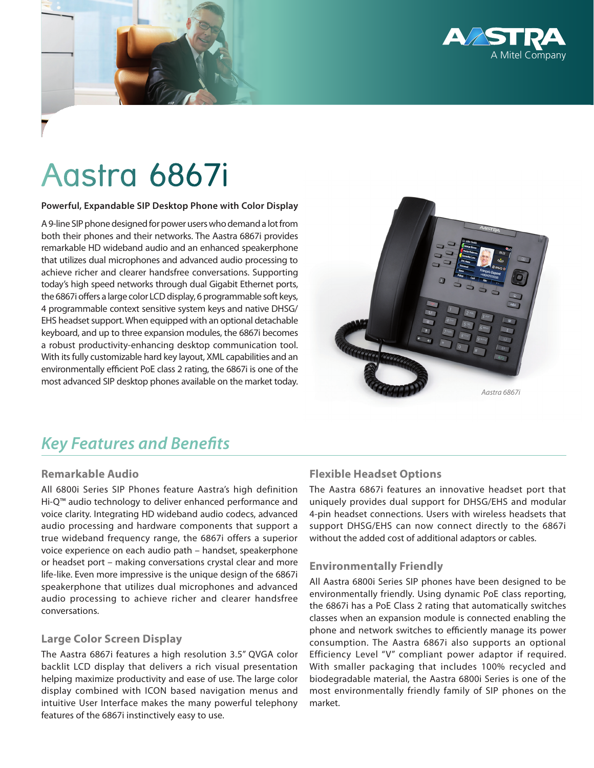# Aastra 6867i

**Powerful, Expandable SIP Desktop Phone with Color Display**

A 9-line SIP phone designed for power users who demand a lot from both their phones and their networks. The Aastra 6867i provides remarkable HD wideband audio and an enhanced speakerphone that utilizes dual microphones and advanced audio processing to achieve richer and clearer handsfree conversations. Supporting today's high speed networks through dual Gigabit Ethernet ports, the 6867i offers a large color LCD display, 6 programmable soft keys, 4 programmable context sensitive system keys and native DHSG/EHS headset support. When equipped with an optional detachable keyboard, and up to three expansion modules, the 6867i becomes a robust productivity-enhancing desktop communication tool. With its fully customizable hard key layout, XML capabilities and an environmentally efficient PoE class 2 rating, the 6867i is one of the most advanced SIP desktop phones available on the market today.

*Aastra 6867i*

## *Key Features and Benefits*

### Remarkable Audio

All 6800i Series SIP Phones feature Aastra's high definition Hi-Q™ audio technology to deliver enhanced performance and voice clarity. Integrating HD wideband audio codecs, advanced audio processing and hardware components that support a true wideband frequency range, the 6867i offers a superior voice experience on each audio path – handset, speakerphone or headset port – making conversations crystal clear and more life-like. Even more impressive is the unique design of the 6867i speakerphone that utilizes dual microphones and advanced audio processing to achieve richer and clearer handsfree conversations.

### Large Color Screen Display

The Aastra 6867i features a high resolution 3.5" QVGA color backlit LCD display that delivers a rich visual presentation helping maximize productivity and ease of use. The large color display combined with ICON based navigation menus and intuitive User Interface makes the many powerful telephony features of the 6867i instinctively easy to use.

### Flexible Headset Options

The Aastra 6867i features an innovative headset port that uniquely provides dual support for DHSG/EHS and modular 4-pin headset connections. Users with wireless headsets that support DHSG/EHS can now connect directly to the 6867i without the added cost of additional adaptors or cables.

### Environmentally Friendly

All Aastra 6800i Series SIP phones have been designed to be environmentally friendly. Using dynamic PoE class reporting, the 6867i has a PoE Class 2 rating that automatically switches classes when an expansion module is connected enabling the phone and network switches to efficiently manage its power consumption. The Aastra 6867i also supports an optional Efficiency Level "V" compliant power adaptor if required. With smaller packaging that includes 100% recycled and biodegradable material, the Aastra 6800i Series is one of the most environmentally friendly family of SIP phones on the market.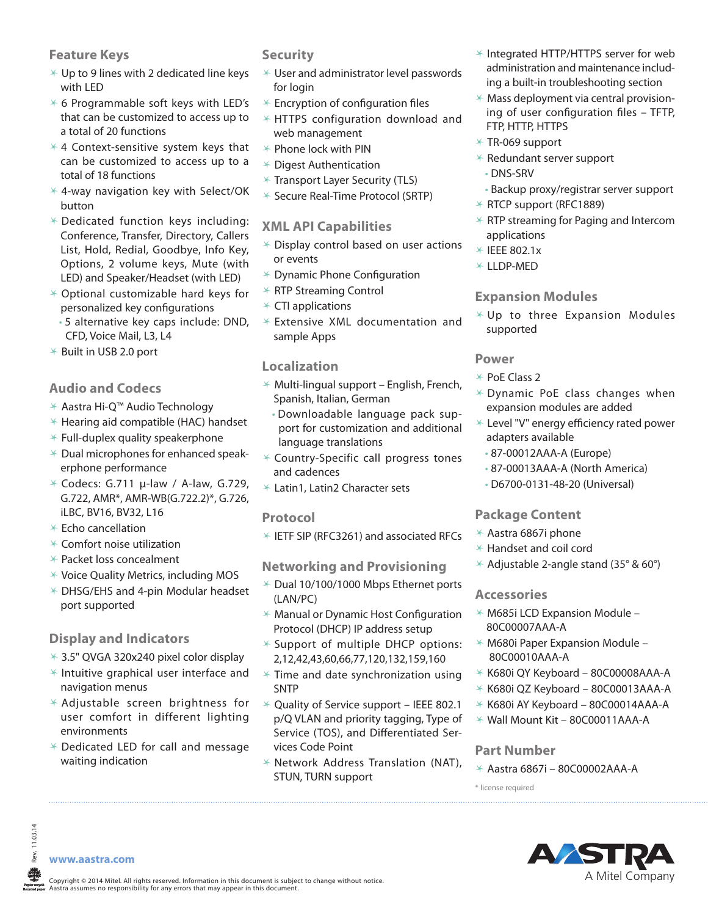## Feature Keys

- Up to 9 lines with 2 dedicated line keys with LED
- 6 Programmable soft keys with LED's that can be customized to access up to a total of 20 functions
- 4 Context-sensitive system keys that can be customized to access up to a total of 18 functions
- 4-way navigation key with Select/OK button
- Dedicated function keys including: Conference, Transfer, Directory, Callers List, Hold, Redial, Goodbye, Info Key, Options, 2 volume keys, Mute (with LED) and Speaker/Headset (with LED)
- Optional customizable hard keys for personalized key configurations
  - 5 alternative key caps include: DND, CFD, Voice Mail, L3, L4
- Built in USB 2.0 port

## Audio and Codecs

- Aastra Hi-Q™ Audio Technology
- Hearing aid compatible (HAC) handset
- Full-duplex quality speakerphone
- Dual microphones for enhanced speakerphone performance
- Codecs: G.711 μ-law / A-law, G.729, G.722, AMR*, AMR-WB(G.722.2)*, G.726, iLBC, BV16, BV32, L16
- Echo cancellation
- Comfort noise utilization
- Packet loss concealment
- Voice Quality Metrics, including MOS
- DHSG/EHS and 4-pin Modular headset port supported

## Display and Indicators

- 3.5" QVGA 320x240 pixel color display
- Intuitive graphical user interface and navigation menus
- Adjustable screen brightness for user comfort in different lighting environments
- Dedicated LED for call and message waiting indication

## Security

- User and administrator level passwords for login
- Encryption of configuration files
- HTTPS configuration download and web management
- Phone lock with PIN
- Digest Authentication
- Transport Layer Security (TLS)
- Secure Real-Time Protocol (SRTP)

## XML API Capabilities

- Display control based on user actions or events
- Dynamic Phone Configuration
- RTP Streaming Control
- CTI applications
- Extensive XML documentation and sample Apps

## Localization

- Multi-lingual support – English, French, Spanish, Italian, German
  - Downloadable language pack support for customization and additional language translations
- Country-Specific call progress tones and cadences
- Latin1, Latin2 Character sets

## Protocol

- IETF SIP (RFC3261) and associated RFCs

## Networking and Provisioning

- Dual 10/100/1000 Mbps Ethernet ports (LAN/PC)
- Manual or Dynamic Host Configuration Protocol (DHCP) IP address setup
- Support of multiple DHCP options: 2,12,42,43,60,66,77,120,132,159,160
- Time and date synchronization using SNTP
- Quality of Service support – IEEE 802.1 p/Q VLAN and priority tagging, Type of Service (TOS), and Differentiated Services Code Point
- Network Address Translation (NAT), STUN, TURN support
- Integrated HTTP/HTTPS server for web administration and maintenance including a built-in troubleshooting section
- Mass deployment via central provisioning of user configuration files – TFTP, FTP, HTTP, HTTPS
- TR-069 support
- Redundant server support
  - DNS-SRV
  - Backup proxy/registrar server support
- RTCP support (RFC1889)
- RTP streaming for Paging and Intercom applications
- IEEE 802.1x
- LLDP-MED

## Expansion Modules

- Up to three Expansion Modules supported

## Power

- PoE Class 2
- Dynamic PoE class changes when expansion modules are added
- Level "V" energy efficiency rated power adapters available
  - 87-00012AAA-A (Europe)
  - 87-00013AAA-A (North America)
  - D6700-0131-48-20 (Universal)

## Package Content

- Aastra 6867i phone
- Handset and coil cord
- Adjustable 2-angle stand (35° & 60°)

## Accessories

- M685i LCD Expansion Module – 80C00007AAA-A
- M680i Paper Expansion Module – 80C00010AAA-A
- K680i QY Keyboard – 80C00008AAA-A
- K680i QZ Keyboard – 80C00013AAA-A
- K680i AY Keyboard – 80C00014AAA-A
- Wall Mount Kit – 80C00011AAA-A

## Part Number

- Aastra 6867i – 80C00002AAA-A

\* license required

Rev. 11.03.14

www.aastra.com

Copyright © 2014 Mitel. All rights reserved. Information in this document is subject to change without notice. Aastra assumes no responsibility for any errors that may appear in this document.

AASTRA A Mitel Company